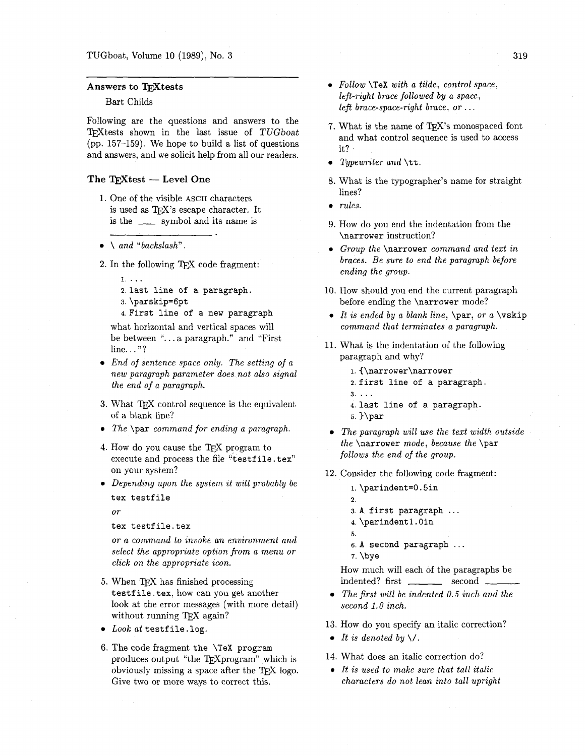## Answers to TeXtests

Bart Childs

Following are the questions and answers to the TeXtests shown in the last issue of *TUGboat* (pp. 157–159). We hope to build a list of questions and answers, and we solicit help from all our readers.

### The TeXtest — Level One

1. One of the visible ASCII characters is used as TeX's escape character. It is the ___ symbol and its name is _______________.

- \ *and "backslash".*

2. In the following TeX code fragment:

```
1. ...
2. last line of a paragraph.
3. \parskip=6pt
4. First line of a new paragraph
```

what horizontal and vertical spaces will be between "... a paragraph." and "First line..."?

- *End of sentence space only. The setting of a new paragraph parameter does not also signal the end of a paragraph.*

3. What TeX control sequence is the equivalent of a blank line?

- *The* `\par` *command for ending a paragraph.*

4. How do you cause the TeX program to execute and process the file "`testfile.tex`" on your system?

- *Depending upon the system it will probably be*

  `tex testfile`

  *or*

  `tex testfile.tex`

  *or a command to invoke an environment and select the appropriate option from a menu or click on the appropriate icon.*

5. When TeX has finished processing `testfile.tex`, how can you get another look at the error messages (with more detail) without running TeX again?

- *Look at* `testfile.log`.

6. The code fragment `the \TeX program` produces output "the TeXprogram" which is obviously missing a space after the TeX logo. Give two or more ways to correct this.

- *Follow* `\TeX` *with a tilde, control space, left-right brace followed by a space, left brace-space-right brace, or ...*

7. What is the name of TeX's monospaced font and what control sequence is used to access it?

- *Typewriter and* `\tt`.

8. What is the typographer's name for straight lines?

- *rules.*

9. How do you end the indentation from the `\narrower` instruction?

- *Group the* `\narrower` *command and text in braces. Be sure to end the paragraph before ending the group.*

10. How should you end the current paragraph before ending the `\narrower` mode?

- *It is ended by a blank line,* `\par`*, or a* `\vskip` *command that terminates a paragraph.*

11. What is the indentation of the following paragraph and why?

```
1. {\narrower\narrower
2. first line of a paragraph.
3. ...
4. last line of a paragraph.
5. }\par
```

- *The paragraph will use the text width outside the* `\narrower` *mode, because the* `\par` *follows the end of the group.*

12. Consider the following code fragment:

```
1. \parindent=0.5in
2.
3. A first paragraph ...
4. \parindent1.0in
5.
6. A second paragraph ...
7. \bye
```

How much will each of the paragraphs be indented? first _______ second _______

- *The first will be indented 0.5 inch and the second 1.0 inch.*

13. How do you specify an italic correction?

- *It is denoted by* `\/`.

14. What does an italic correction do?

- *It is used to make sure that tall italic characters do not lean into tall upright*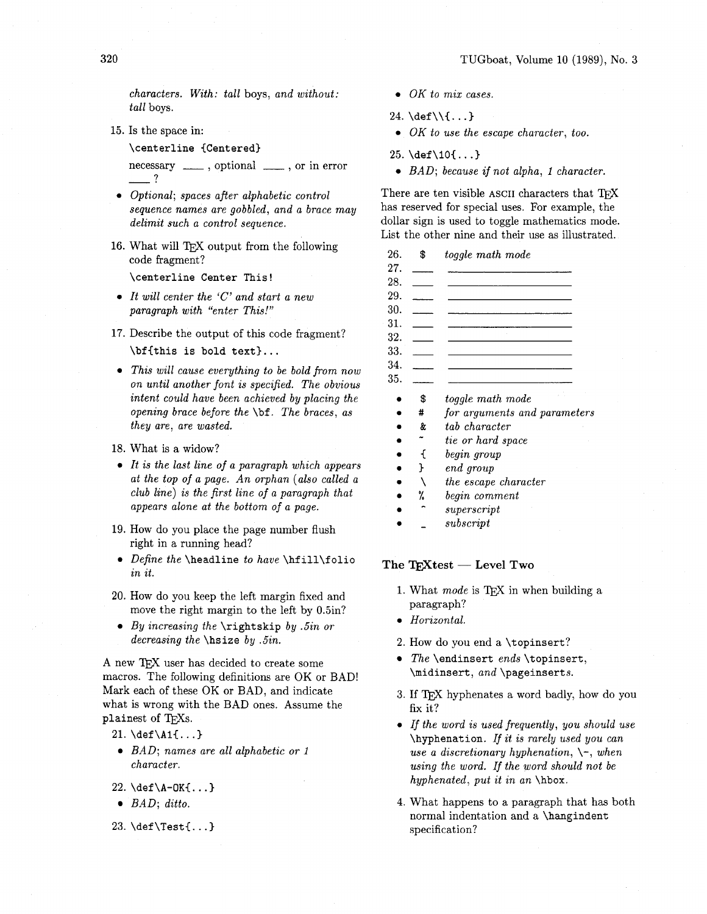*characters. With: tall* boys, *and without: tall* boys.

15. Is the space in:

    `\centerline {Centered}`

    necessary \_\_\_ , optional \_\_\_ , or in error \_\_\_ ?

- *Optional; spaces after alphabetic control sequence names are gobbled, and a brace may delimit such a control sequence.*

16. What will TeX output from the following code fragment?

    `\centerline Center This!`

- *It will center the 'C' and start a new paragraph with "enter This!"*

17. Describe the output of this code fragment?

    `\bf{this is bold text}...`

- *This will cause everything to be bold from now on until another font is specified. The obvious intent could have been achieved by placing the opening brace before the* `\bf`. *The braces, as they are, are wasted.*

18. What is a widow?

- *It is the last line of a paragraph which appears at the top of a page. An orphan (also called a club line) is the first line of a paragraph that appears alone at the bottom of a page.*

19. How do you place the page number flush right in a running head?

- *Define the* `\headline` *to have* `\hfill\folio` *in it.*

20. How do you keep the left margin fixed and move the right margin to the left by 0.5in?

- *By increasing the* `\rightskip` *by .5in or decreasing the* `\hsize` *by .5in.*

A new TeX user has decided to create some macros. The following definitions are OK or BAD! Mark each of these OK or BAD, and indicate what is wrong with the BAD ones. Assume the `plainest` of TeXs.

21. `\def\A1{...}`

- *BAD; names are all alphabetic or 1 character.*

22. `\def\A-OK{...}`

- *BAD; ditto.*

23. `\def\Test{...}`

- *OK to mix cases.*

24. `\def\\{...}`

- *OK to use the escape character, too.*

25. `\def\10{...}`

- *BAD; because if not alpha, 1 character.*

There are ten visible ASCII characters that TeX has reserved for special uses. For example, the dollar sign is used to toggle mathematics mode. List the other nine and their use as illustrated.

26. $ *toggle math mode*
27. \_\_\_ \_\_\_\_\_\_\_\_\_\_\_\_
28. \_\_\_ \_\_\_\_\_\_\_\_\_\_\_\_
29. \_\_\_ \_\_\_\_\_\_\_\_\_\_\_\_
30. \_\_\_ \_\_\_\_\_\_\_\_\_\_\_\_
31. \_\_\_ \_\_\_\_\_\_\_\_\_\_\_\_
32. \_\_\_ \_\_\_\_\_\_\_\_\_\_\_\_
33. \_\_\_ \_\_\_\_\_\_\_\_\_\_\_\_
34. \_\_\_ \_\_\_\_\_\_\_\_\_\_\_\_
35. \_\_\_ \_\_\_\_\_\_\_\_\_\_\_\_

- `$` *toggle math mode*
- `#` *for arguments and parameters*
- `&` *tab character*
- `~` *tie or hard space*
- `{` *begin group*
- `}` *end group*
- `\` *the escape character*
- `%` *begin comment*
- `^` *superscript*
- `_` *subscript*

## The TeXtest — Level Two

1. What *mode* is TeX in when building a paragraph?

- *Horizontal.*

2. How do you end a `\topinsert`?

- *The* `\endinsert` *ends* `\topinsert`, `\midinsert`, *and* `\pageinsert`*s.*

3. If TeX hyphenates a word badly, how do you fix it?

- *If the word is used frequently, you should use* `\hyphenation`. *If it is rarely used you can use a discretionary hyphenation,* `\-`, *when using the word. If the word should not be hyphenated, put it in an* `\hbox`.

4. What happens to a paragraph that has both normal indentation and a `\hangindent` specification?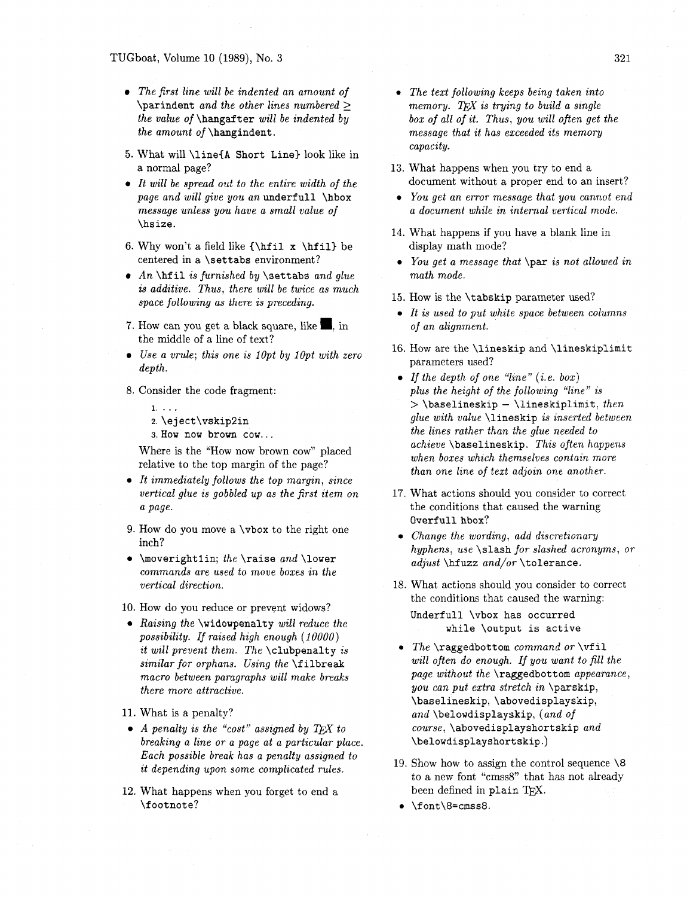- *The first line will be indented an amount of* `\parindent` *and the other lines numbered* $\geq$ *the value of* `\hangafter` *will be indented by the amount of* `\hangindent`.

5. What will `\line{A Short Line}` look like in a normal page?

- *It will be spread out to the entire width of the page and will give you an* `underfull \hbox` *message unless you have a small value of* `\hsize`.

6. Why won't a field like `{\hfil x \hfil}` be centered in a `\settabs` environment?

- *An* `\hfil` *is furnished by* `\settabs` *and glue is additive. Thus, there will be twice as much space following as there is preceding.*

7. How can you get a black square, like ■, in the middle of a line of text?

- *Use a vrule; this one is 10pt by 10pt with zero depth.*

8. Consider the code fragment:

```
1. ...
2. \eject\vskip2in
3. How now brown cow...
```

Where is the "How now brown cow" placed relative to the top margin of the page?

- *It immediately follows the top margin, since vertical glue is gobbled up as the first item on a page.*

9. How do you move a `\vbox` to the right one inch?

- `\moveright1in`; *the* `\raise` *and* `\lower` *commands are used to move boxes in the vertical direction.*

10. How do you reduce or prevent widows?

- *Raising the* `\widowpenalty` *will reduce the possibility. If raised high enough (10000) it will prevent them. The* `\clubpenalty` *is similar for orphans. Using the* `\filbreak` *macro between paragraphs will make breaks there more attractive.*

11. What is a penalty?

- *A penalty is the "cost" assigned by TeX to breaking a line or a page at a particular place. Each possible break has a penalty assigned to it depending upon some complicated rules.*

12. What happens when you forget to end a `\footnote`?

- *The text following keeps being taken into memory. TeX is trying to build a single box of all of it. Thus, you will often get the message that it has exceeded its memory capacity.*

13. What happens when you try to end a document without a proper end to an insert?

- *You get an error message that you cannot end a document while in internal vertical mode.*

14. What happens if you have a blank line in display math mode?

- *You get a message that* `\par` *is not allowed in math mode.*

15. How is the `\tabskip` parameter used?

- *It is used to put white space between columns of an alignment.*

16. How are the `\lineskip` and `\lineskiplimit` parameters used?

- *If the depth of one "line" (i.e. box) plus the height of the following "line" is* $>$ `\baselineskip` $-$ `\lineskiplimit`, *then glue with value* `\lineskip` *is inserted between the lines rather than the glue needed to achieve* `\baselineskip`. *This often happens when boxes which themselves contain more than one line of text adjoin one another.*

17. What actions should you consider to correct the conditions that caused the warning `Overfull hbox`?

- *Change the wording, add discretionary hyphens, use* `\slash` *for slashed acronyms, or adjust* `\hfuzz` *and/or* `\tolerance`.

18. What actions should you consider to correct the conditions that caused the warning:

```
Underfull \vbox has occurred
      while \output is active
```

- *The* `\raggedbottom` *command or* `\vfil` *will often do enough. If you want to fill the page without the* `\raggedbottom` *appearance, you can put extra stretch in* `\parskip`, `\baselineskip`, `\abovedisplayskip`, *and* `\belowdisplayskip`, *(and of course,* `\abovedisplayshortskip` *and* `\belowdisplayshortskip`.*)*

19. Show how to assign the control sequence `\8` to a new font "cmss8" that has not already been defined in plain TeX.

- `\font\8=cmss8`.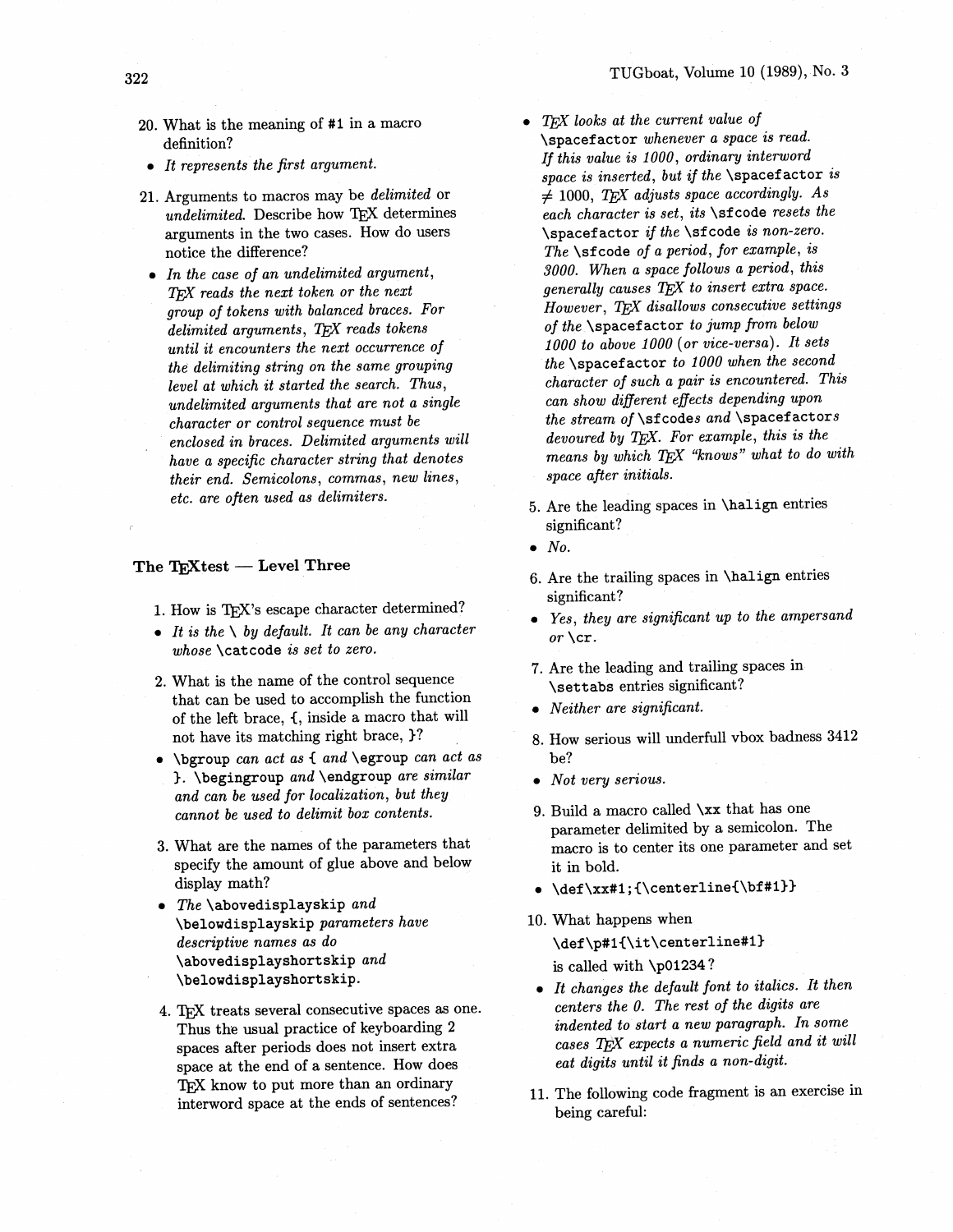20. What is the meaning of `#1` in a macro definition?

- *It represents the first argument.*

21. Arguments to macros may be *delimited* or *undelimited*. Describe how TeX determines arguments in the two cases. How do users notice the difference?

- *In the case of an undelimited argument, TeX reads the next token or the next group of tokens with balanced braces. For delimited arguments, TeX reads tokens until it encounters the next occurrence of the delimiting string on the same grouping level at which it started the search. Thus, undelimited arguments that are not a single character or control sequence must be enclosed in braces. Delimited arguments will have a specific character string that denotes their end. Semicolons, commas, new lines, etc. are often used as delimiters.*

## The TeXtest — Level Three

1. How is TeX's escape character determined?

- *It is the* `\` *by default. It can be any character whose* `\catcode` *is set to zero.*

2. What is the name of the control sequence that can be used to accomplish the function of the left brace, `{`, inside a macro that will not have its matching right brace, `}`?

- `\bgroup` *can act as* `{` *and* `\egroup` *can act as* `}`. `\begingroup` *and* `\endgroup` *are similar and can be used for localization, but they cannot be used to delimit box contents.*

3. What are the names of the parameters that specify the amount of glue above and below display math?

- *The* `\abovedisplayskip` *and* `\belowdisplayskip` *parameters have descriptive names as do* `\abovedisplayshortskip` *and* `\belowdisplayshortskip`.

4. TeX treats several consecutive spaces as one. Thus the usual practice of keyboarding 2 spaces after periods does not insert extra space at the end of a sentence. How does TeX know to put more than an ordinary interword space at the ends of sentences?

- *TeX looks at the current value of* `\spacefactor` *whenever a space is read. If this value is 1000, ordinary interword space is inserted, but if the* `\spacefactor` *is* $\neq 1000$, *TeX adjusts space accordingly. As each character is set, its* `\sfcode` *resets the* `\spacefactor` *if the* `\sfcode` *is non-zero. The* `\sfcode` *of a period, for example, is 3000. When a space follows a period, this generally causes TeX to insert extra space. However, TeX disallows consecutive settings of the* `\spacefactor` *to jump from below 1000 to above 1000 (or vice-versa). It sets the* `\spacefactor` *to 1000 when the second character of such a pair is encountered. This can show different effects depending upon the stream of* `\sfcode`*s and* `\spacefactor`*s devoured by TeX. For example, this is the means by which TeX "knows" what to do with space after initials.*

5. Are the leading spaces in `\halign` entries significant?

- *No.*

6. Are the trailing spaces in `\halign` entries significant?

- *Yes, they are significant up to the ampersand or* `\cr`.

7. Are the leading and trailing spaces in `\settabs` entries significant?

- *Neither are significant.*

8. How serious will underfull vbox badness 3412 be?

- *Not very serious.*

9. Build a macro called `\xx` that has one parameter delimited by a semicolon. The macro is to center its one parameter and set it in bold.

- `\def\xx#1;{\centerline{\bf#1}}`

10. What happens when

    `\def\p#1{\it\centerline#1}`

    is called with `\p01234`?

- *It changes the default font to italics. It then centers the 0. The rest of the digits are indented to start a new paragraph. In some cases TeX expects a numeric field and it will eat digits until it finds a non-digit.*

11. The following code fragment is an exercise in being careful: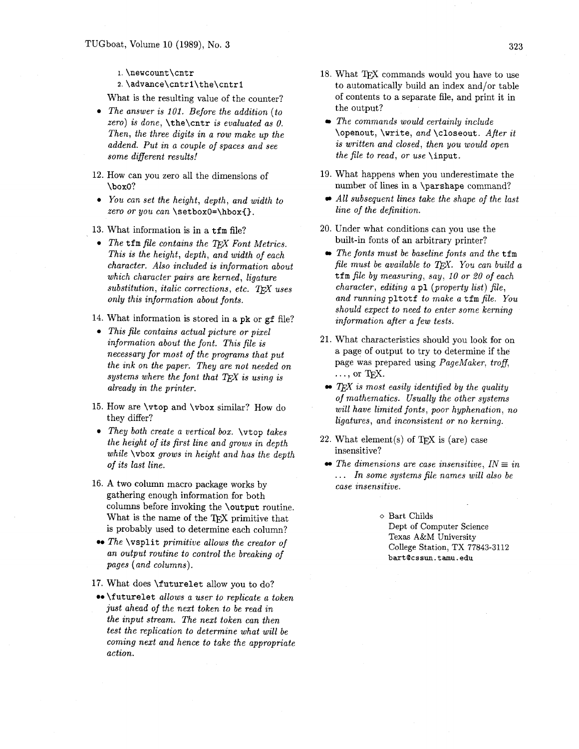1. \newcount\cntr
2. \advance\cntr1\the\cntr1

What is the resulting value of the counter?

- *The answer is 101. Before the addition (to zero) is done,* `\the\cntr` *is evaluated as 0. Then, the three digits in a row make up the addend. Put in a couple of spaces and see some different results!*

12. How can you zero all the dimensions of `\box0`?
    - *You can set the height, depth, and width to zero or you can* `\setbox0=\hbox{}`.

13. What information is in a `tfm` file?
    - *The* `tfm` *file contains the TEX Font Metrics. This is the height, depth, and width of each character. Also included is information about which character pairs are kerned, ligature substitution, italic corrections, etc. TEX uses only this information about fonts.*

14. What information is stored in a `pk` or `gf` file?
    - *This file contains actual picture or pixel information about the font. This file is necessary for most of the programs that put the ink on the paper. They are not needed on systems where the font that TEX is using is already in the printer.*

15. How are `\vtop` and `\vbox` similar? How do they differ?
    - *They both create a vertical box.* `\vtop` *takes the height of its first line and grows in depth while* `\vbox` *grows in height and has the depth of its last line.*

16. A two column macro package works by gathering enough information for both columns before invoking the `\output` routine. What is the name of the TEX primitive that is probably used to determine each column?
    - •• *The* `\vsplit` *primitive allows the creator of an output routine to control the breaking of pages (and columns).*

17. What does `\futurelet` allow you to do?
    - •• `\futurelet` *allows a user to replicate a token just ahead of the next token to be read in the input stream. The next token can then test the replication to determine what will be coming next and hence to take the appropriate action.*

18. What TEX commands would you have to use to automatically build an index and/or table of contents to a separate file, and print it in the output?
    - *The commands would certainly include* `\openout`, `\write`, *and* `\closeout`. *After it is written and closed, then you would open the file to read, or use* `\input`.

19. What happens when you underestimate the number of lines in a `\parshape` command?
    - *All subsequent lines take the shape of the last line of the definition.*

20. Under what conditions can you use the built-in fonts of an arbitrary printer?
    - *The fonts must be baseline fonts and the* `tfm` *file must be available to TEX. You can build a* `tfm` *file by measuring, say, 10 or 20 of each character, editing a* `pl` *(property list) file, and running* `pltotf` *to make a* `tfm` *file. You should expect to need to enter some kerning information after a few tests.*

21. What characteristics should you look for on a page of output to try to determine if the page was prepared using *PageMaker*, *troff*, ..., or TEX.
    - •• *TEX is most easily identified by the quality of mathematics. Usually the other systems will have limited fonts, poor hyphenation, no ligatures, and inconsistent or no kerning.*

22. What element(s) of TEX is (are) case insensitive?
    - •• *The dimensions are case insensitive,* $IN \equiv in$ *... In some systems file names will also be case insensitive.*

◇ Bart Childs
Dept of Computer Science
Texas A&M University
College Station, TX 77843-3112
`bart@cssun.tamu.edu`